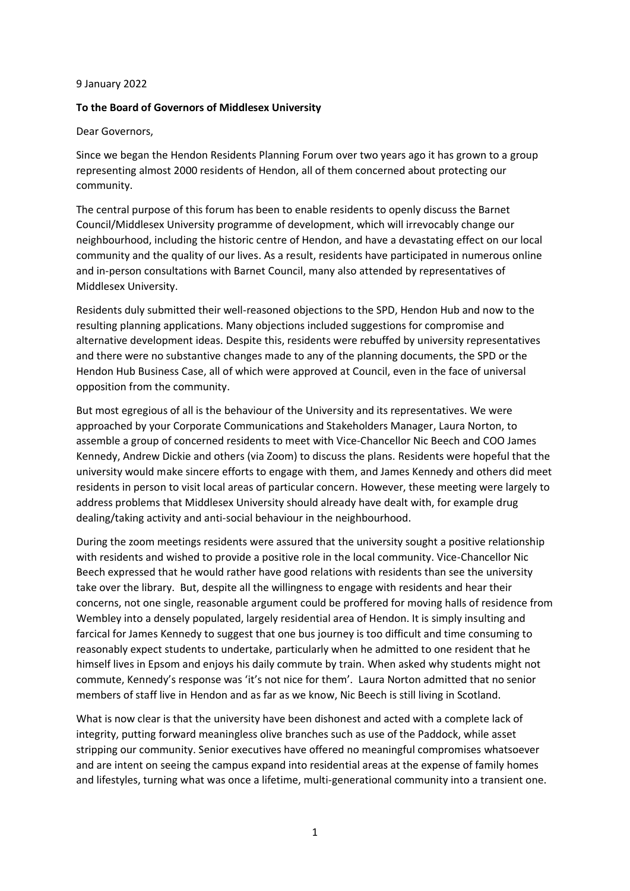9 January 2022

**To the Board of Governors of Middlesex University**

Dear Governors,

Since we began the Hendon Residents Planning Forum over two years ago it has grown to a group representing almost 2000 residents of Hendon, all of them concerned about protecting our community.

The central purpose of this forum has been to enable residents to openly discuss the Barnet Council/Middlesex University programme of development, which will irrevocably change our neighbourhood, including the historic centre of Hendon, and have a devastating effect on our local community and the quality of our lives. As a result, residents have participated in numerous online and in-person consultations with Barnet Council, many also attended by representatives of Middlesex University.

Residents duly submitted their well-reasoned objections to the SPD, Hendon Hub and now to the resulting planning applications. Many objections included suggestions for compromise and alternative development ideas. Despite this, residents were rebuffed by university representatives and there were no substantive changes made to any of the planning documents, the SPD or the Hendon Hub Business Case, all of which were approved at Council, even in the face of universal opposition from the community.

But most egregious of all is the behaviour of the University and its representatives. We were approached by your Corporate Communications and Stakeholders Manager, Laura Norton, to assemble a group of concerned residents to meet with Vice-Chancellor Nic Beech and COO James Kennedy, Andrew Dickie and others (via Zoom) to discuss the plans. Residents were hopeful that the university would make sincere efforts to engage with them, and James Kennedy and others did meet residents in person to visit local areas of particular concern. However, these meeting were largely to address problems that Middlesex University should already have dealt with, for example drug dealing/taking activity and anti-social behaviour in the neighbourhood.

During the zoom meetings residents were assured that the university sought a positive relationship with residents and wished to provide a positive role in the local community. Vice-Chancellor Nic Beech expressed that he would rather have good relations with residents than see the university take over the library. But, despite all the willingness to engage with residents and hear their concerns, not one single, reasonable argument could be proffered for moving halls of residence from Wembley into a densely populated, largely residential area of Hendon. It is simply insulting and farcical for James Kennedy to suggest that one bus journey is too difficult and time consuming to reasonably expect students to undertake, particularly when he admitted to one resident that he himself lives in Epsom and enjoys his daily commute by train. When asked why students might not commute, Kennedy's response was 'it's not nice for them'. Laura Norton admitted that no senior members of staff live in Hendon and as far as we know, Nic Beech is still living in Scotland.

What is now clear is that the university have been dishonest and acted with a complete lack of integrity, putting forward meaningless olive branches such as use of the Paddock, while asset stripping our community. Senior executives have offered no meaningful compromises whatsoever and are intent on seeing the campus expand into residential areas at the expense of family homes and lifestyles, turning what was once a lifetime, multi-generational community into a transient one.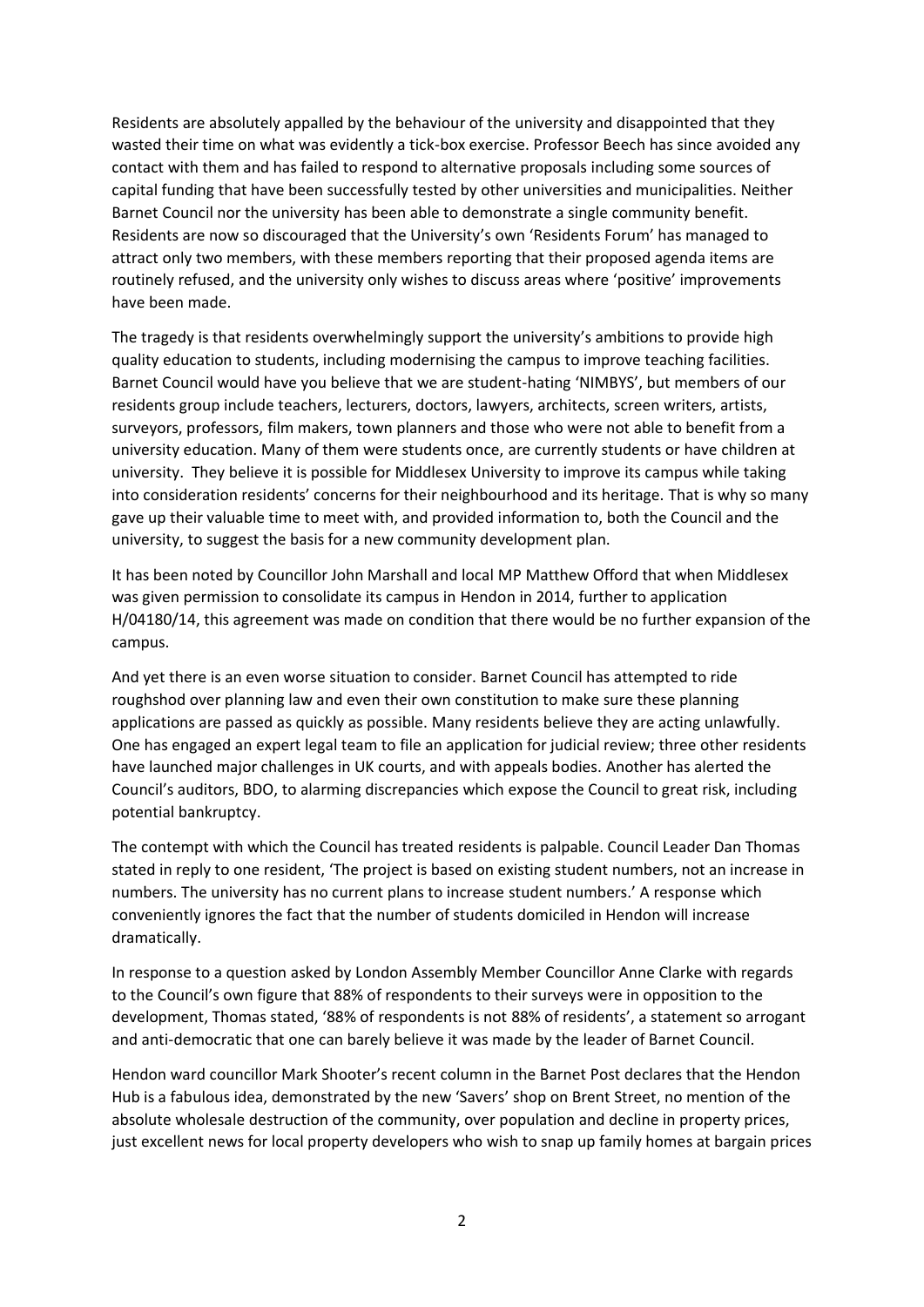Residents are absolutely appalled by the behaviour of the university and disappointed that they wasted their time on what was evidently a tick-box exercise. Professor Beech has since avoided any contact with them and has failed to respond to alternative proposals including some sources of capital funding that have been successfully tested by other universities and municipalities. Neither Barnet Council nor the university has been able to demonstrate a single community benefit. Residents are now so discouraged that the University's own 'Residents Forum' has managed to attract only two members, with these members reporting that their proposed agenda items are routinely refused, and the university only wishes to discuss areas where 'positive' improvements have been made.

The tragedy is that residents overwhelmingly support the university's ambitions to provide high quality education to students, including modernising the campus to improve teaching facilities. Barnet Council would have you believe that we are student-hating 'NIMBYS', but members of our residents group include teachers, lecturers, doctors, lawyers, architects, screen writers, artists, surveyors, professors, film makers, town planners and those who were not able to benefit from a university education. Many of them were students once, are currently students or have children at university. They believe it is possible for Middlesex University to improve its campus while taking into consideration residents' concerns for their neighbourhood and its heritage. That is why so many gave up their valuable time to meet with, and provided information to, both the Council and the university, to suggest the basis for a new community development plan.

It has been noted by Councillor John Marshall and local MP Matthew Offord that when Middlesex was given permission to consolidate its campus in Hendon in 2014, further to application H/04180/14, this agreement was made on condition that there would be no further expansion of the campus.

And yet there is an even worse situation to consider. Barnet Council has attempted to ride roughshod over planning law and even their own constitution to make sure these planning applications are passed as quickly as possible. Many residents believe they are acting unlawfully. One has engaged an expert legal team to file an application for judicial review; three other residents have launched major challenges in UK courts, and with appeals bodies. Another has alerted the Council's auditors, BDO, to alarming discrepancies which expose the Council to great risk, including potential bankruptcy.

The contempt with which the Council has treated residents is palpable. Council Leader Dan Thomas stated in reply to one resident, 'The project is based on existing student numbers, not an increase in numbers. The university has no current plans to increase student numbers.' A response which conveniently ignores the fact that the number of students domiciled in Hendon will increase dramatically.

In response to a question asked by London Assembly Member Councillor Anne Clarke with regards to the Council's own figure that 88% of respondents to their surveys were in opposition to the development, Thomas stated, '88% of respondents is not 88% of residents', a statement so arrogant and anti-democratic that one can barely believe it was made by the leader of Barnet Council.

Hendon ward councillor Mark Shooter's recent column in the Barnet Post declares that the Hendon Hub is a fabulous idea, demonstrated by the new 'Savers' shop on Brent Street, no mention of the absolute wholesale destruction of the community, over population and decline in property prices, just excellent news for local property developers who wish to snap up family homes at bargain prices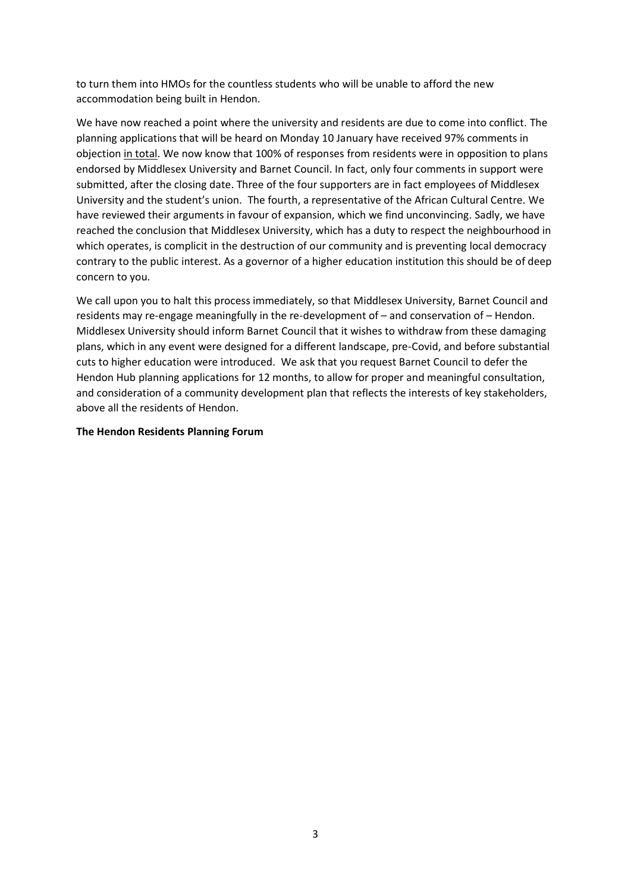to turn them into HMOs for the countless students who will be unable to afford the new accommodation being built in Hendon.

We have now reached a point where the university and residents are due to come into conflict. The planning applications that will be heard on Monday 10 January have received 97% comments in objection <u>in total</u>. We now know that 100% of responses from residents were in opposition to plans endorsed by Middlesex University and Barnet Council. In fact, only four comments in support were submitted, after the closing date. Three of the four supporters are in fact employees of Middlesex University and the student's union. The fourth, a representative of the African Cultural Centre. We have reviewed their arguments in favour of expansion, which we find unconvincing. Sadly, we have reached the conclusion that Middlesex University, which has a duty to respect the neighbourhood in which operates, is complicit in the destruction of our community and is preventing local democracy contrary to the public interest. As a governor of a higher education institution this should be of deep concern to you.

We call upon you to halt this process immediately, so that Middlesex University, Barnet Council and residents may re-engage meaningfully in the re-development of – and conservation of – Hendon. Middlesex University should inform Barnet Council that it wishes to withdraw from these damaging plans, which in any event were designed for a different landscape, pre-Covid, and before substantial cuts to higher education were introduced. We ask that you request Barnet Council to defer the Hendon Hub planning applications for 12 months, to allow for proper and meaningful consultation, and consideration of a community development plan that reflects the interests of key stakeholders, above all the residents of Hendon.

**The Hendon Residents Planning Forum**